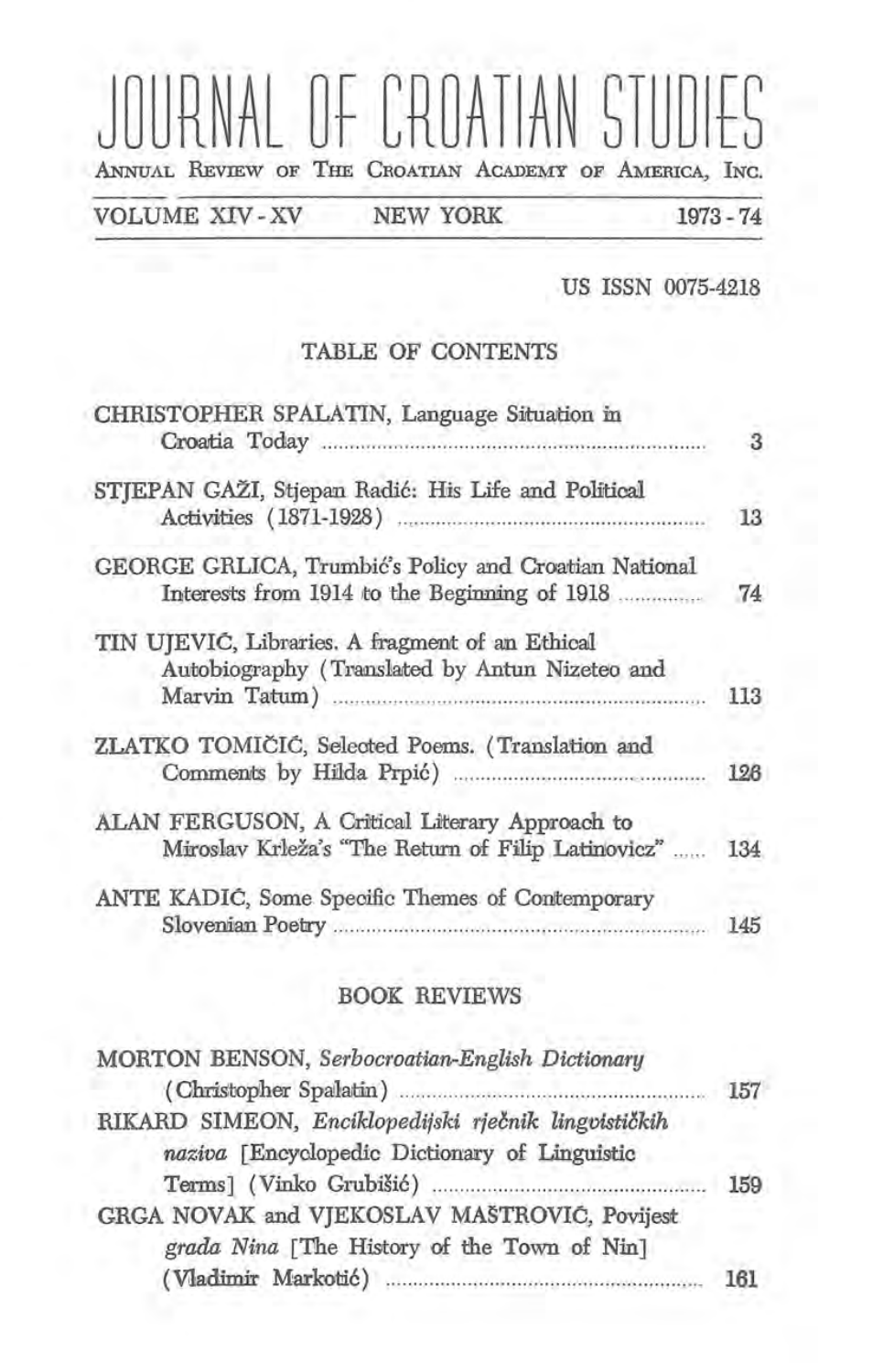# JOURNAL OF CROATIAN STUDIES

ANNUAL REVIEW OF THE CROATIAN ACADEMY OF AMERICA, INC.

VOLUME XIV - XV     NEW YORK     1973 - 74

US ISSN 0075-4218

## TABLE OF CONTENTS

CHRISTOPHER SPALATIN, Language Situation in Croatia Today ..... 3

STJEPAN GAŽI, Stjepan Radić: His Life and Political Activities (1871-1928) ..... 13

GEORGE GRLICA, Trumbić's Policy and Croatian National Interests from 1914 to the Beginning of 1918 ..... 74

TIN UJEVIĆ, Libraries. A fragment of an Ethical Autobiography (Translated by Antun Nizeteo and Marvin Tatum) ..... 113

ZLATKO TOMIČIĆ, Selected Poems. (Translation and Comments by Hilda Prpić) ..... 126

ALAN FERGUSON, A Critical Literary Approach to Miroslav Krleža's "The Return of Filip Latinovicz" ..... 134

ANTE KADIĆ, Some Specific Themes of Contemporary Slovenian Poetry ..... 145

## BOOK REVIEWS

MORTON BENSON, *Serbocroatian-English Dictionary* (Christopher Spalatin) ..... 157

RIKARD SIMEON, *Enciklopedijski rječnik lingvističkih naziva* [Encyclopedic Dictionary of Linguistic Terms] (Vinko Grubišić) ..... 159

GRGA NOVAK and VJEKOSLAV MAŠTROVIĆ, *Povijest grada Nina* [The History of the Town of Nin] (Vladimir Markotić) ..... 161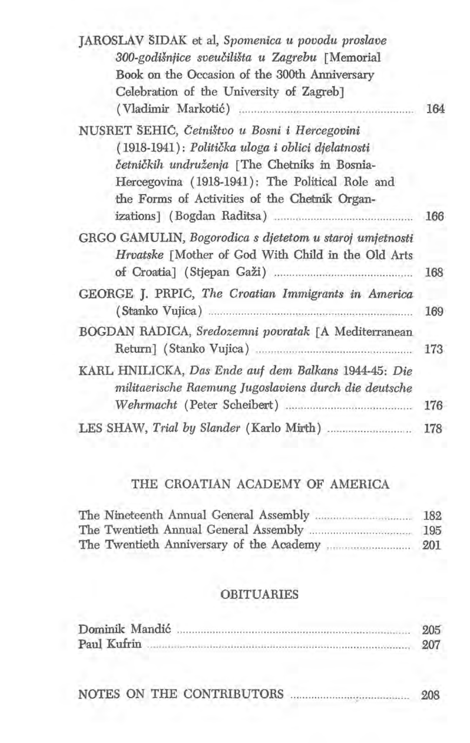JAROSLAV ŠIDAK et al, *Spomenica u povodu proslave 300-godišnjice sveučilišta u Zagrebu* [Memorial Book on the Occasion of the 300th Anniversary Celebration of the University of Zagreb] (Vladimir Markotić) .......... 164

NUSRET ŠEHIĆ, *Četništvo u Bosni i Hercegovini (1918-1941): Politička uloga i oblici djelatnosti četničkih undruženja* [The Chetniks in Bosnia-Hercegovina (1918-1941): The Political Role and the Forms of Activities of the Chetnik Organizations] (Bogdan Raditsa) .......... 166

GRGO GAMULIN, *Bogorodica s djetetom u staroj umjetnosti Hrvatske* [Mother of God With Child in the Old Arts of Croatia] (Stjepan Gaži) .......... 168

GEORGE J. PRPIĆ, *The Croatian Immigrants in America* (Stanko Vujica) .......... 169

BOGDAN RADICA, *Sredozemni povratak* [A Mediterranean Return] (Stanko Vujica) .......... 173

KARL HNILICKA, *Das Ende auf dem Balkans 1944-45: Die militaerische Raemung Jugoslaviens durch die deutsche Wehrmacht* (Peter Scheibert) .......... 176

LES SHAW, *Trial by Slander* (Karlo Mirth) .......... 178

## THE CROATIAN ACADEMY OF AMERICA

The Nineteenth Annual General Assembly .......... 182
The Twentieth Annual General Assembly .......... 195
The Twentieth Anniversary of the Academy .......... 201

## OBITUARIES

Dominik Mandić .......... 205
Paul Kufrin .......... 207

NOTES ON THE CONTRIBUTORS .......... 208